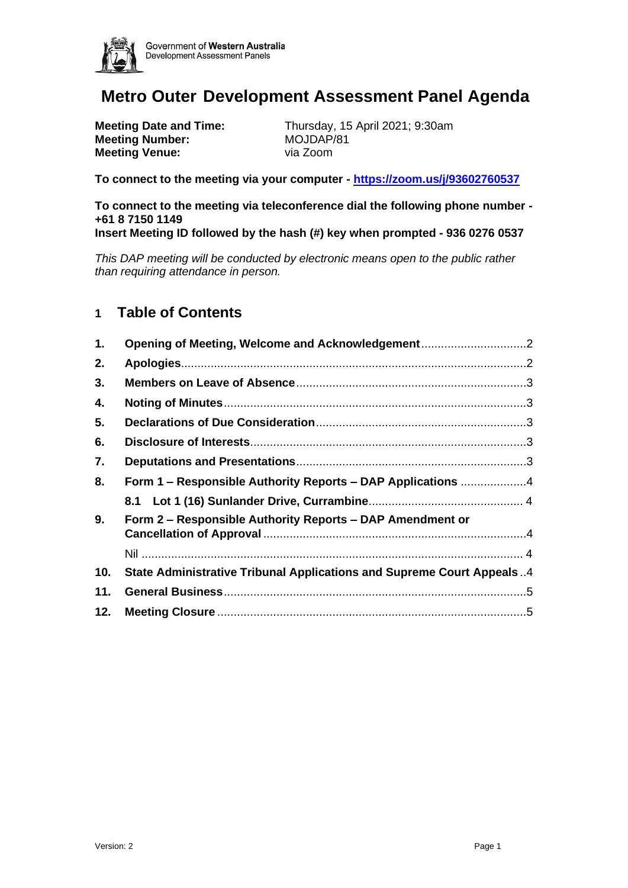Government of **Western Australia**
Development Assessment Panels

# Metro Outer Development Assessment Panel Agenda

**Meeting Date and Time:** Thursday, 15 April 2021; 9:30am
**Meeting Number:** MOJDAP/81
**Meeting Venue:** via Zoom

**To connect to the meeting via your computer - https://zoom.us/j/93602760537**

**To connect to the meeting via teleconference dial the following phone number - +61 8 7150 1149**
**Insert Meeting ID followed by the hash (#) key when prompted - 936 0276 0537**

*This DAP meeting will be conducted by electronic means open to the public rather than requiring attendance in person.*

## 1 Table of Contents

1. **Opening of Meeting, Welcome and Acknowledgement** ....2
2. **Apologies** ....2
3. **Members on Leave of Absence** ....3
4. **Noting of Minutes** ....3
5. **Declarations of Due Consideration** ....3
6. **Disclosure of Interests** ....3
7. **Deputations and Presentations** ....3
8. **Form 1 – Responsible Authority Reports – DAP Applications** ....4
   - **8.1 Lot 1 (16) Sunlander Drive, Currambine** ....4
9. **Form 2 – Responsible Authority Reports – DAP Amendment or Cancellation of Approval** ....4
   - Nil ....4
10. **State Administrative Tribunal Applications and Supreme Court Appeals** ..4
11. **General Business** ....5
12. **Meeting Closure** ....5

Version: 2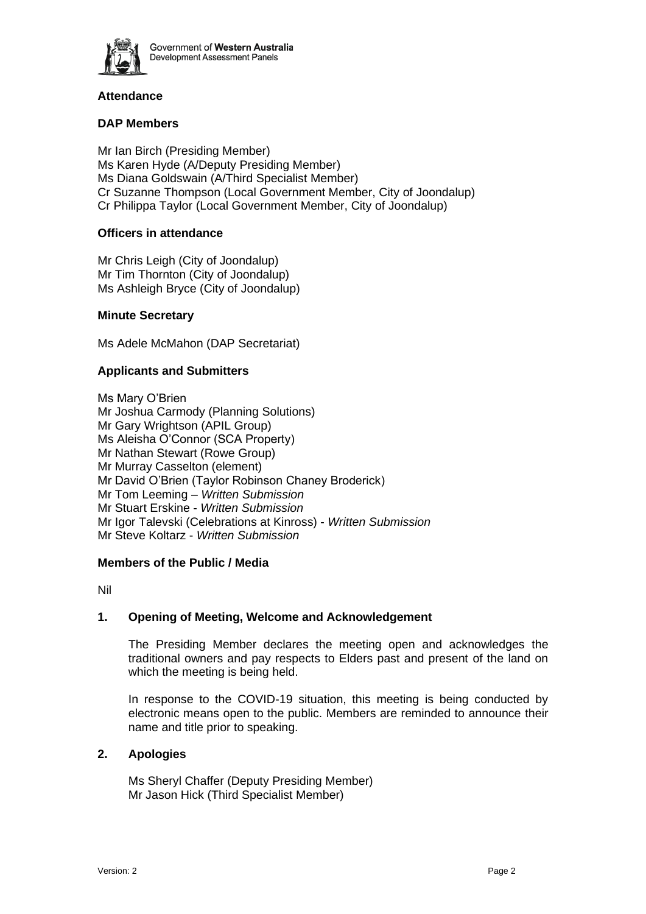## Attendance

### DAP Members

Mr Ian Birch (Presiding Member)
Ms Karen Hyde (A/Deputy Presiding Member)
Ms Diana Goldswain (A/Third Specialist Member)
Cr Suzanne Thompson (Local Government Member, City of Joondalup)
Cr Philippa Taylor (Local Government Member, City of Joondalup)

### Officers in attendance

Mr Chris Leigh (City of Joondalup)
Mr Tim Thornton (City of Joondalup)
Ms Ashleigh Bryce (City of Joondalup)

### Minute Secretary

Ms Adele McMahon (DAP Secretariat)

### Applicants and Submitters

Ms Mary O'Brien
Mr Joshua Carmody (Planning Solutions)
Mr Gary Wrightson (APIL Group)
Ms Aleisha O'Connor (SCA Property)
Mr Nathan Stewart (Rowe Group)
Mr Murray Casselton (element)
Mr David O'Brien (Taylor Robinson Chaney Broderick)
Mr Tom Leeming – *Written Submission*
Mr Stuart Erskine - *Written Submission*
Mr Igor Talevski (Celebrations at Kinross) - *Written Submission*
Mr Steve Koltarz - *Written Submission*

### Members of the Public / Media

Nil

## 1. Opening of Meeting, Welcome and Acknowledgement

The Presiding Member declares the meeting open and acknowledges the traditional owners and pay respects to Elders past and present of the land on which the meeting is being held.

In response to the COVID-19 situation, this meeting is being conducted by electronic means open to the public. Members are reminded to announce their name and title prior to speaking.

## 2. Apologies

Ms Sheryl Chaffer (Deputy Presiding Member)
Mr Jason Hick (Third Specialist Member)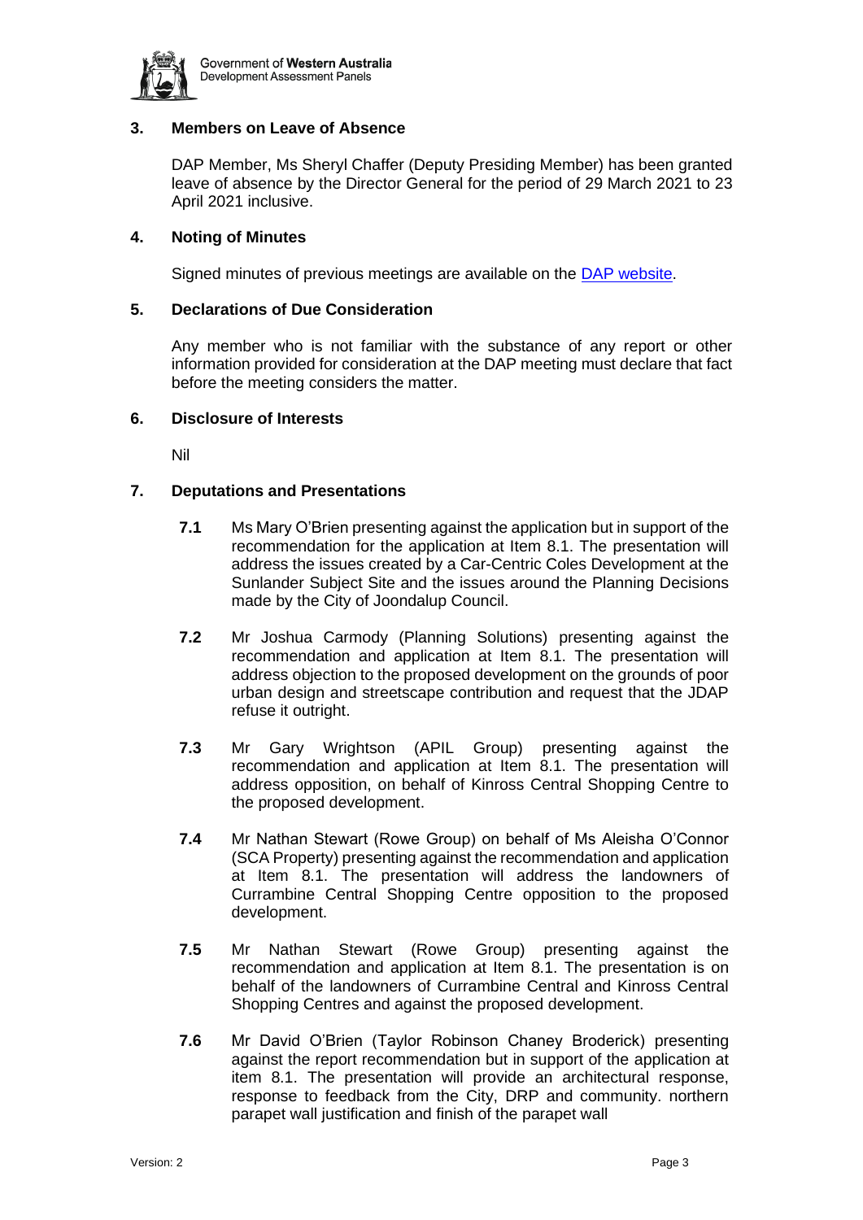## 3. Members on Leave of Absence

DAP Member, Ms Sheryl Chaffer (Deputy Presiding Member) has been granted leave of absence by the Director General for the period of 29 March 2021 to 23 April 2021 inclusive.

## 4. Noting of Minutes

Signed minutes of previous meetings are available on the DAP website.

## 5. Declarations of Due Consideration

Any member who is not familiar with the substance of any report or other information provided for consideration at the DAP meeting must declare that fact before the meeting considers the matter.

## 6. Disclosure of Interests

Nil

## 7. Deputations and Presentations

**7.1** Ms Mary O'Brien presenting against the application but in support of the recommendation for the application at Item 8.1. The presentation will address the issues created by a Car-Centric Coles Development at the Sunlander Subject Site and the issues around the Planning Decisions made by the City of Joondalup Council.

**7.2** Mr Joshua Carmody (Planning Solutions) presenting against the recommendation and application at Item 8.1. The presentation will address objection to the proposed development on the grounds of poor urban design and streetscape contribution and request that the JDAP refuse it outright.

**7.3** Mr Gary Wrightson (APIL Group) presenting against the recommendation and application at Item 8.1. The presentation will address opposition, on behalf of Kinross Central Shopping Centre to the proposed development.

**7.4** Mr Nathan Stewart (Rowe Group) on behalf of Ms Aleisha O'Connor (SCA Property) presenting against the recommendation and application at Item 8.1. The presentation will address the landowners of Currambine Central Shopping Centre opposition to the proposed development.

**7.5** Mr Nathan Stewart (Rowe Group) presenting against the recommendation and application at Item 8.1. The presentation is on behalf of the landowners of Currambine Central and Kinross Central Shopping Centres and against the proposed development.

**7.6** Mr David O'Brien (Taylor Robinson Chaney Broderick) presenting against the report recommendation but in support of the application at item 8.1. The presentation will provide an architectural response, response to feedback from the City, DRP and community. northern parapet wall justification and finish of the parapet wall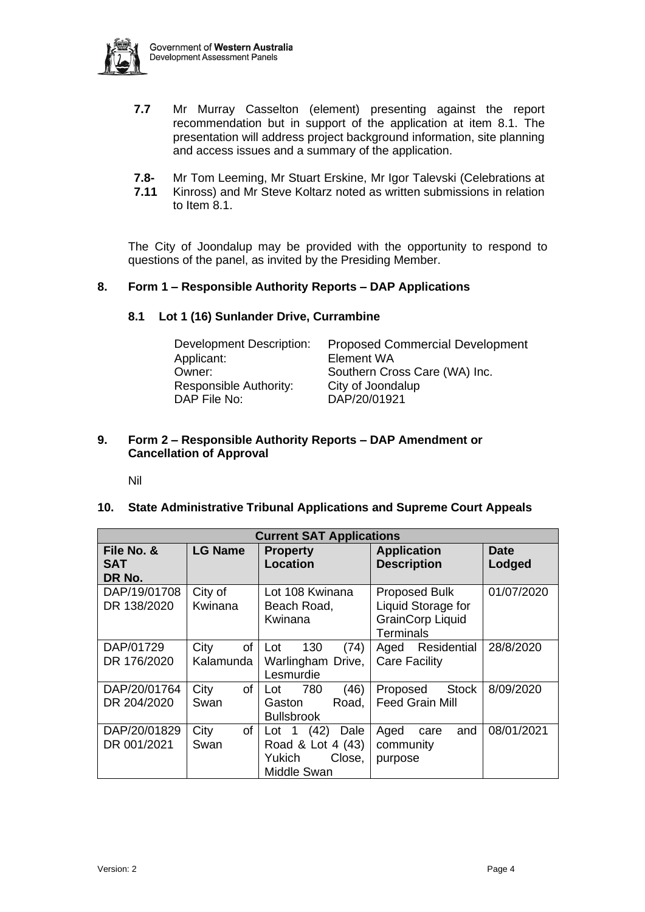**7.7** Mr Murray Casselton (element) presenting against the report recommendation but in support of the application at item 8.1. The presentation will address project background information, site planning and access issues and a summary of the application.

**7.8-7.11** Mr Tom Leeming, Mr Stuart Erskine, Mr Igor Talevski (Celebrations at Kinross) and Mr Steve Koltarz noted as written submissions in relation to Item 8.1.

The City of Joondalup may be provided with the opportunity to respond to questions of the panel, as invited by the Presiding Member.

## 8. Form 1 – Responsible Authority Reports – DAP Applications

### 8.1 Lot 1 (16) Sunlander Drive, Currambine

| | |
|---|---|
| Development Description: | Proposed Commercial Development |
| Applicant: | Element WA |
| Owner: | Southern Cross Care (WA) Inc. |
| Responsible Authority: | City of Joondalup |
| DAP File No: | DAP/20/01921 |

## 9. Form 2 – Responsible Authority Reports – DAP Amendment or Cancellation of Approval

Nil

## 10. State Administrative Tribunal Applications and Supreme Court Appeals

| Current SAT Applications | | | | |
|---|---|---|---|---|
| **File No. & SAT DR No.** | **LG Name** | **Property Location** | **Application Description** | **Date Lodged** |
| DAP/19/01708 DR 138/2020 | City of Kwinana | Lot 108 Kwinana Beach Road, Kwinana | Proposed Bulk Liquid Storage for GrainCorp Liquid Terminals | 01/07/2020 |
| DAP/01729 DR 176/2020 | City of Kalamunda | Lot 130 (74) Warlingham Drive, Lesmurdie | Aged Residential Care Facility | 28/8/2020 |
| DAP/20/01764 DR 204/2020 | City of Swan | Lot 780 (46) Gaston Road, Bullsbrook | Proposed Stock Feed Grain Mill | 8/09/2020 |
| DAP/20/01829 DR 001/2021 | City of Swan | Lot 1 (42) Dale Road & Lot 4 (43) Yukich Close, Middle Swan | Aged care and community purpose | 08/01/2021 |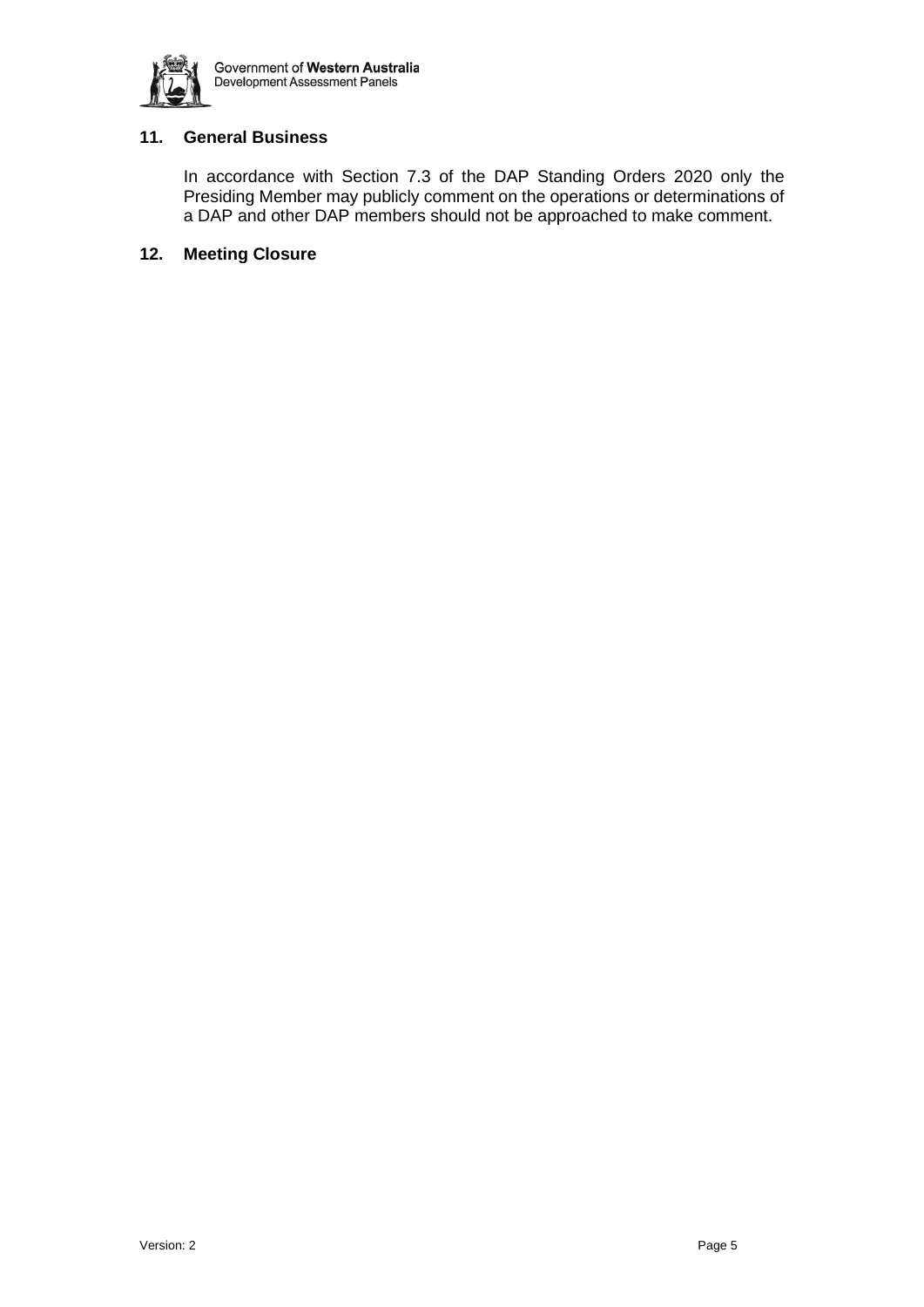## 11. General Business

In accordance with Section 7.3 of the DAP Standing Orders 2020 only the Presiding Member may publicly comment on the operations or determinations of a DAP and other DAP members should not be approached to make comment.

## 12. Meeting Closure